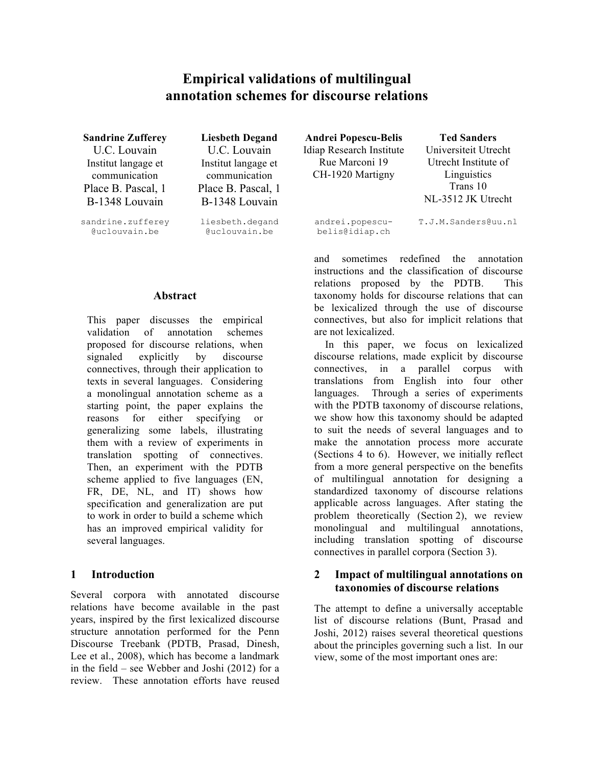# Empirical validations of multilingual annotation schemes for discourse relations

**Sandrine Zufferey**
U.C. Louvain
Institut langage et communication
Place B. Pascal, 1
B-1348 Louvain
sandrine.zufferey@uclouvain.be

**Liesbeth Degand**
U.C. Louvain
Institut langage et communication
Place B. Pascal, 1
B-1348 Louvain
liesbeth.degand@uclouvain.be

**Andrei Popescu-Belis**
Idiap Research Institute
Rue Marconi 19
CH-1920 Martigny
andrei.popescu-belis@idiap.ch

**Ted Sanders**
Universiteit Utrecht
Utrecht Institute of Linguistics
Trans 10
NL-3512 JK Utrecht
T.J.M.Sanders@uu.nl

## Abstract

This paper discusses the empirical validation of annotation schemes proposed for discourse relations, when signaled explicitly by discourse connectives, through their application to texts in several languages. Considering a monolingual annotation scheme as a starting point, the paper explains the reasons for either specifying or generalizing some labels, illustrating them with a review of experiments in translation spotting of connectives. Then, an experiment with the PDTB scheme applied to five languages (EN, FR, DE, NL, and IT) shows how specification and generalization are put to work in order to build a scheme which has an improved empirical validity for several languages.

## 1 Introduction

Several corpora with annotated discourse relations have become available in the past years, inspired by the first lexicalized discourse structure annotation performed for the Penn Discourse Treebank (PDTB, Prasad, Dinesh, Lee et al., 2008), which has become a landmark in the field – see Webber and Joshi (2012) for a review. These annotation efforts have reused and sometimes redefined the annotation instructions and the classification of discourse relations proposed by the PDTB. This taxonomy holds for discourse relations that can be lexicalized through the use of discourse connectives, but also for implicit relations that are not lexicalized.

In this paper, we focus on lexicalized discourse relations, made explicit by discourse connectives, in a parallel corpus with translations from English into four other languages. Through a series of experiments with the PDTB taxonomy of discourse relations, we show how this taxonomy should be adapted to suit the needs of several languages and to make the annotation process more accurate (Sections 4 to 6). However, we initially reflect from a more general perspective on the benefits of multilingual annotation for designing a standardized taxonomy of discourse relations applicable across languages. After stating the problem theoretically (Section 2), we review monolingual and multilingual annotations, including translation spotting of discourse connectives in parallel corpora (Section 3).

## 2 Impact of multilingual annotations on taxonomies of discourse relations

The attempt to define a universally acceptable list of discourse relations (Bunt, Prasad and Joshi, 2012) raises several theoretical questions about the principles governing such a list. In our view, some of the most important ones are: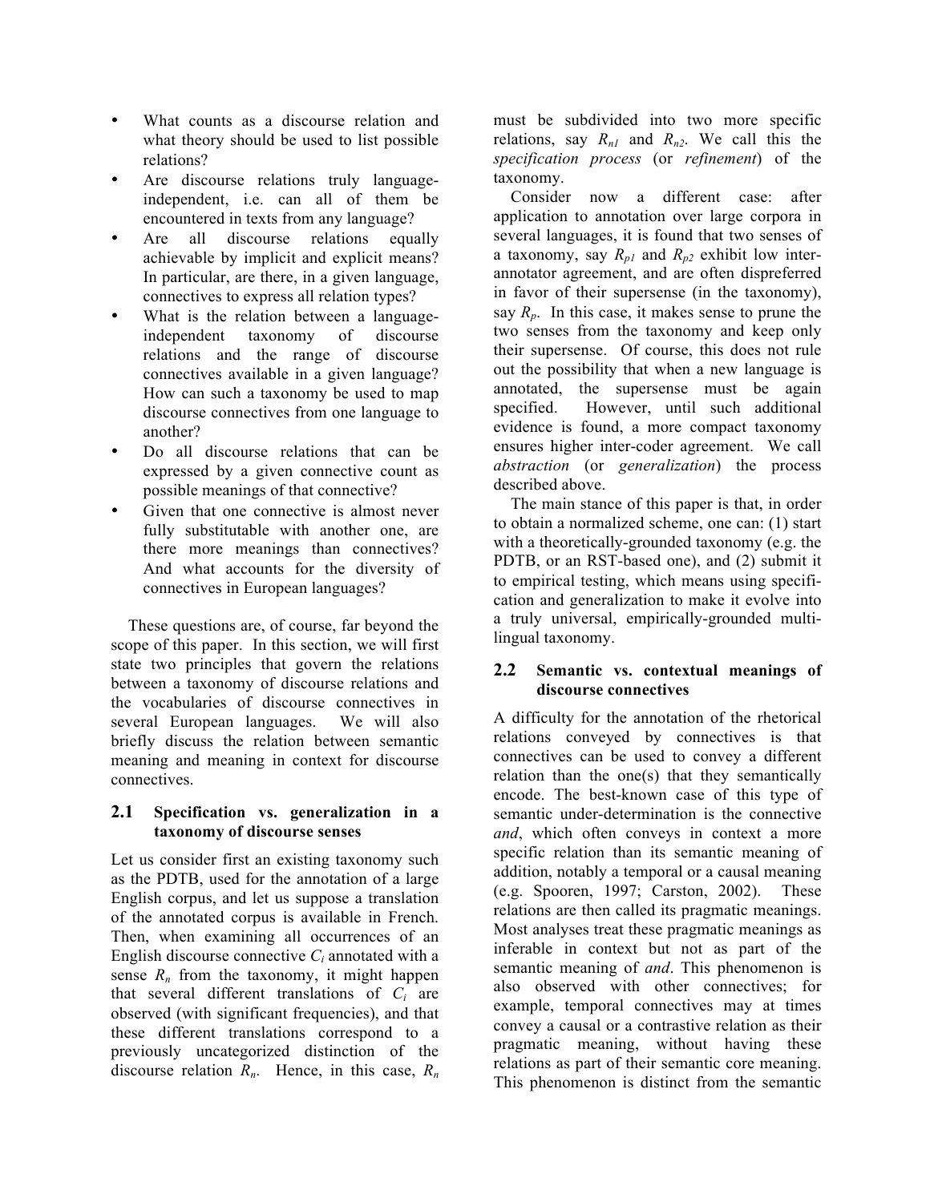- What counts as a discourse relation and what theory should be used to list possible relations?
- Are discourse relations truly language-independent, i.e. can all of them be encountered in texts from any language?
- Are all discourse relations equally achievable by implicit and explicit means? In particular, are there, in a given language, connectives to express all relation types?
- What is the relation between a language-independent taxonomy of discourse relations and the range of discourse connectives available in a given language? How can such a taxonomy be used to map discourse connectives from one language to another?
- Do all discourse relations that can be expressed by a given connective count as possible meanings of that connective?
- Given that one connective is almost never fully substitutable with another one, are there more meanings than connectives? And what accounts for the diversity of connectives in European languages?

These questions are, of course, far beyond the scope of this paper. In this section, we will first state two principles that govern the relations between a taxonomy of discourse relations and the vocabularies of discourse connectives in several European languages. We will also briefly discuss the relation between semantic meaning and meaning in context for discourse connectives.

### 2.1 Specification vs. generalization in a taxonomy of discourse senses

Let us consider first an existing taxonomy such as the PDTB, used for the annotation of a large English corpus, and let us suppose a translation of the annotated corpus is available in French. Then, when examining all occurrences of an English discourse connective $C_i$ annotated with a sense $R_n$ from the taxonomy, it might happen that several different translations of $C_i$ are observed (with significant frequencies), and that these different translations correspond to a previously uncategorized distinction of the discourse relation $R_n$. Hence, in this case, $R_n$ must be subdivided into two more specific relations, say $R_{n1}$ and $R_{n2}$. We call this the *specification process* (or *refinement*) of the taxonomy.

Consider now a different case: after application to annotation over large corpora in several languages, it is found that two senses of a taxonomy, say $R_{p1}$ and $R_{p2}$ exhibit low inter-annotator agreement, and are often dispreferred in favor of their supersense (in the taxonomy), say $R_p$. In this case, it makes sense to prune the two senses from the taxonomy and keep only their supersense. Of course, this does not rule out the possibility that when a new language is annotated, the supersense must be again specified. However, until such additional evidence is found, a more compact taxonomy ensures higher inter-coder agreement. We call *abstraction* (or *generalization*) the process described above.

The main stance of this paper is that, in order to obtain a normalized scheme, one can: (1) start with a theoretically-grounded taxonomy (e.g. the PDTB, or an RST-based one), and (2) submit it to empirical testing, which means using specification and generalization to make it evolve into a truly universal, empirically-grounded multilingual taxonomy.

### 2.2 Semantic vs. contextual meanings of discourse connectives

A difficulty for the annotation of the rhetorical relations conveyed by connectives is that connectives can be used to convey a different relation than the one(s) that they semantically encode. The best-known case of this type of semantic under-determination is the connective *and*, which often conveys in context a more specific relation than its semantic meaning of addition, notably a temporal or a causal meaning (e.g. Spooren, 1997; Carston, 2002). These relations are then called its pragmatic meanings. Most analyses treat these pragmatic meanings as inferable in context but not as part of the semantic meaning of *and*. This phenomenon is also observed with other connectives; for example, temporal connectives may at times convey a causal or a contrastive relation as their pragmatic meaning, without having these relations as part of their semantic core meaning. This phenomenon is distinct from the semantic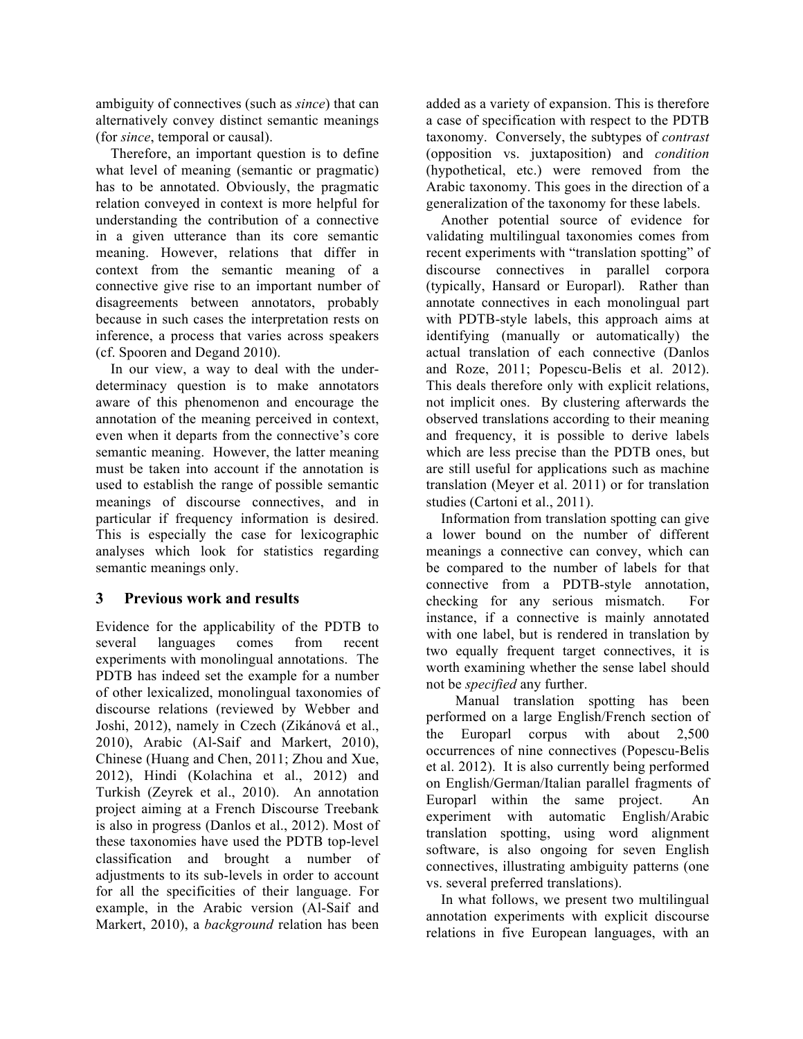ambiguity of connectives (such as *since*) that can alternatively convey distinct semantic meanings (for *since*, temporal or causal).

Therefore, an important question is to define what level of meaning (semantic or pragmatic) has to be annotated. Obviously, the pragmatic relation conveyed in context is more helpful for understanding the contribution of a connective in a given utterance than its core semantic meaning. However, relations that differ in context from the semantic meaning of a connective give rise to an important number of disagreements between annotators, probably because in such cases the interpretation rests on inference, a process that varies across speakers (cf. Spooren and Degand 2010).

In our view, a way to deal with the under-determinacy question is to make annotators aware of this phenomenon and encourage the annotation of the meaning perceived in context, even when it departs from the connective's core semantic meaning. However, the latter meaning must be taken into account if the annotation is used to establish the range of possible semantic meanings of discourse connectives, and in particular if frequency information is desired. This is especially the case for lexicographic analyses which look for statistics regarding semantic meanings only.

## 3 Previous work and results

Evidence for the applicability of the PDTB to several languages comes from recent experiments with monolingual annotations. The PDTB has indeed set the example for a number of other lexicalized, monolingual taxonomies of discourse relations (reviewed by Webber and Joshi, 2012), namely in Czech (Zikánová et al., 2010), Arabic (Al-Saif and Markert, 2010), Chinese (Huang and Chen, 2011; Zhou and Xue, 2012), Hindi (Kolachina et al., 2012) and Turkish (Zeyrek et al., 2010). An annotation project aiming at a French Discourse Treebank is also in progress (Danlos et al., 2012). Most of these taxonomies have used the PDTB top-level classification and brought a number of adjustments to its sub-levels in order to account for all the specificities of their language. For example, in the Arabic version (Al-Saif and Markert, 2010), a *background* relation has been added as a variety of expansion. This is therefore a case of specification with respect to the PDTB taxonomy. Conversely, the subtypes of *contrast* (opposition vs. juxtaposition) and *condition* (hypothetical, etc.) were removed from the Arabic taxonomy. This goes in the direction of a generalization of the taxonomy for these labels.

Another potential source of evidence for validating multilingual taxonomies comes from recent experiments with "translation spotting" of discourse connectives in parallel corpora (typically, Hansard or Europarl). Rather than annotate connectives in each monolingual part with PDTB-style labels, this approach aims at identifying (manually or automatically) the actual translation of each connective (Danlos and Roze, 2011; Popescu-Belis et al. 2012). This deals therefore only with explicit relations, not implicit ones. By clustering afterwards the observed translations according to their meaning and frequency, it is possible to derive labels which are less precise than the PDTB ones, but are still useful for applications such as machine translation (Meyer et al. 2011) or for translation studies (Cartoni et al., 2011).

Information from translation spotting can give a lower bound on the number of different meanings a connective can convey, which can be compared to the number of labels for that connective from a PDTB-style annotation, checking for any serious mismatch. For instance, if a connective is mainly annotated with one label, but is rendered in translation by two equally frequent target connectives, it is worth examining whether the sense label should not be *specified* any further.

Manual translation spotting has been performed on a large English/French section of the Europarl corpus with about 2,500 occurrences of nine connectives (Popescu-Belis et al. 2012). It is also currently being performed on English/German/Italian parallel fragments of Europarl within the same project. An experiment with automatic English/Arabic translation spotting, using word alignment software, is also ongoing for seven English connectives, illustrating ambiguity patterns (one vs. several preferred translations).

In what follows, we present two multilingual annotation experiments with explicit discourse relations in five European languages, with an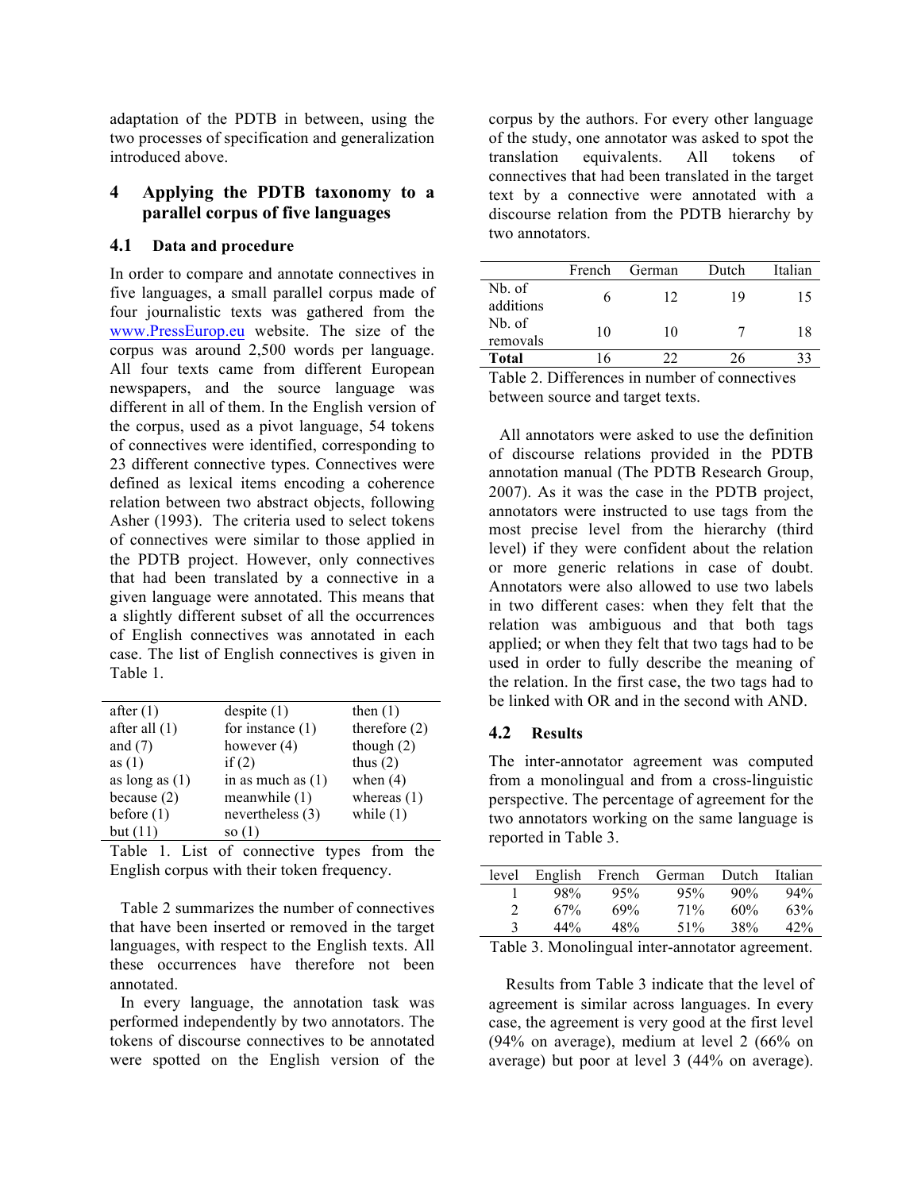adaptation of the PDTB in between, using the two processes of specification and generalization introduced above.

## 4 Applying the PDTB taxonomy to a parallel corpus of five languages

### 4.1 Data and procedure

In order to compare and annotate connectives in five languages, a small parallel corpus made of four journalistic texts was gathered from the www.PressEurop.eu website. The size of the corpus was around 2,500 words per language. All four texts came from different European newspapers, and the source language was different in all of them. In the English version of the corpus, used as a pivot language, 54 tokens of connectives were identified, corresponding to 23 different connective types. Connectives were defined as lexical items encoding a coherence relation between two abstract objects, following Asher (1993). The criteria used to select tokens of connectives were similar to those applied in the PDTB project. However, only connectives that had been translated by a connective in a given language were annotated. This means that a slightly different subset of all the occurrences of English connectives was annotated in each case. The list of English connectives is given in Table 1.

| | | |
|---|---|---|
| after (1) | despite (1) | then (1) |
| after all (1) | for instance (1) | therefore (2) |
| and (7) | however (4) | though (2) |
| as (1) | if (2) | thus (2) |
| as long as (1) | in as much as (1) | when (4) |
| because (2) | meanwhile (1) | whereas (1) |
| before (1) | nevertheless (3) | while (1) |
| but (11) | so (1) | |

Table 1. List of connective types from the English corpus with their token frequency.

Table 2 summarizes the number of connectives that have been inserted or removed in the target languages, with respect to the English texts. All these occurrences have therefore not been annotated.

In every language, the annotation task was performed independently by two annotators. The tokens of discourse connectives to be annotated were spotted on the English version of the corpus by the authors. For every other language of the study, one annotator was asked to spot the translation equivalents. All tokens of connectives that had been translated in the target text by a connective were annotated with a discourse relation from the PDTB hierarchy by two annotators.

| | French | German | Dutch | Italian |
|---|---|---|---|---|
| Nb. of additions | 6 | 12 | 19 | 15 |
| Nb. of removals | 10 | 10 | 7 | 18 |
| **Total** | 16 | 22 | 26 | 33 |

Table 2. Differences in number of connectives between source and target texts.

All annotators were asked to use the definition of discourse relations provided in the PDTB annotation manual (The PDTB Research Group, 2007). As it was the case in the PDTB project, annotators were instructed to use tags from the most precise level from the hierarchy (third level) if they were confident about the relation or more generic relations in case of doubt. Annotators were also allowed to use two labels in two different cases: when they felt that the relation was ambiguous and that both tags applied; or when they felt that two tags had to be used in order to fully describe the meaning of the relation. In the first case, the two tags had to be linked with OR and in the second with AND.

### 4.2 Results

The inter-annotator agreement was computed from a monolingual and from a cross-linguistic perspective. The percentage of agreement for the two annotators working on the same language is reported in Table 3.

| level | English | French | German | Dutch | Italian |
|---|---|---|---|---|---|
| 1 | 98% | 95% | 95% | 90% | 94% |
| 2 | 67% | 69% | 71% | 60% | 63% |
| 3 | 44% | 48% | 51% | 38% | 42% |

Table 3. Monolingual inter-annotator agreement.

Results from Table 3 indicate that the level of agreement is similar across languages. In every case, the agreement is very good at the first level (94% on average), medium at level 2 (66% on average) but poor at level 3 (44% on average).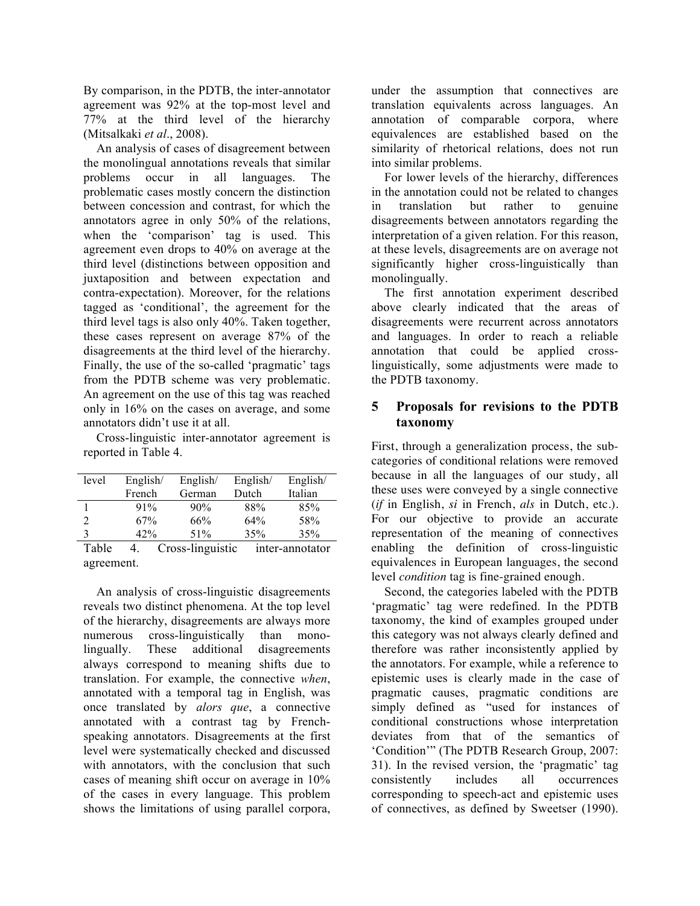By comparison, in the PDTB, the inter-annotator agreement was 92% at the top-most level and 77% at the third level of the hierarchy (Mitsalkaki *et al*., 2008).

An analysis of cases of disagreement between the monolingual annotations reveals that similar problems occur in all languages. The problematic cases mostly concern the distinction between concession and contrast, for which the annotators agree in only 50% of the relations, when the 'comparison' tag is used. This agreement even drops to 40% on average at the third level (distinctions between opposition and juxtaposition and between expectation and contra-expectation). Moreover, for the relations tagged as 'conditional', the agreement for the third level tags is also only 40%. Taken together, these cases represent on average 87% of the disagreements at the third level of the hierarchy. Finally, the use of the so-called 'pragmatic' tags from the PDTB scheme was very problematic. An agreement on the use of this tag was reached only in 16% on the cases on average, and some annotators didn't use it at all.

Cross-linguistic inter-annotator agreement is reported in Table 4.

| level | English/ French | English/ German | English/ Dutch | English/ Italian |
|---|---|---|---|---|
| 1 | 91% | 90% | 88% | 85% |
| 2 | 67% | 66% | 64% | 58% |
| 3 | 42% | 51% | 35% | 35% |

Table 4. Cross-linguistic inter-annotator agreement.

An analysis of cross-linguistic disagreements reveals two distinct phenomena. At the top level of the hierarchy, disagreements are always more numerous cross-linguistically than monolingually. These additional disagreements always correspond to meaning shifts due to translation. For example, the connective *when*, annotated with a temporal tag in English, was once translated by *alors que*, a connective annotated with a contrast tag by French-speaking annotators. Disagreements at the first level were systematically checked and discussed with annotators, with the conclusion that such cases of meaning shift occur on average in 10% of the cases in every language. This problem shows the limitations of using parallel corpora, under the assumption that connectives are translation equivalents across languages. An annotation of comparable corpora, where equivalences are established based on the similarity of rhetorical relations, does not run into similar problems.

For lower levels of the hierarchy, differences in the annotation could not be related to changes in translation but rather to genuine disagreements between annotators regarding the interpretation of a given relation. For this reason, at these levels, disagreements are on average not significantly higher cross-linguistically than monolingually.

The first annotation experiment described above clearly indicated that the areas of disagreements were recurrent across annotators and languages. In order to reach a reliable annotation that could be applied cross-linguistically, some adjustments were made to the PDTB taxonomy.

## 5 Proposals for revisions to the PDTB taxonomy

First, through a generalization process, the sub-categories of conditional relations were removed because in all the languages of our study, all these uses were conveyed by a single connective (*if* in English, *si* in French, *als* in Dutch, etc.). For our objective to provide an accurate representation of the meaning of connectives enabling the definition of cross-linguistic equivalences in European languages, the second level *condition* tag is fine-grained enough.

Second, the categories labeled with the PDTB 'pragmatic' tag were redefined. In the PDTB taxonomy, the kind of examples grouped under this category was not always clearly defined and therefore was rather inconsistently applied by the annotators. For example, while a reference to epistemic uses is clearly made in the case of pragmatic causes, pragmatic conditions are simply defined as "used for instances of conditional constructions whose interpretation deviates from that of the semantics of 'Condition'" (The PDTB Research Group, 2007: 31). In the revised version, the 'pragmatic' tag consistently includes all occurrences corresponding to speech-act and epistemic uses of connectives, as defined by Sweetser (1990).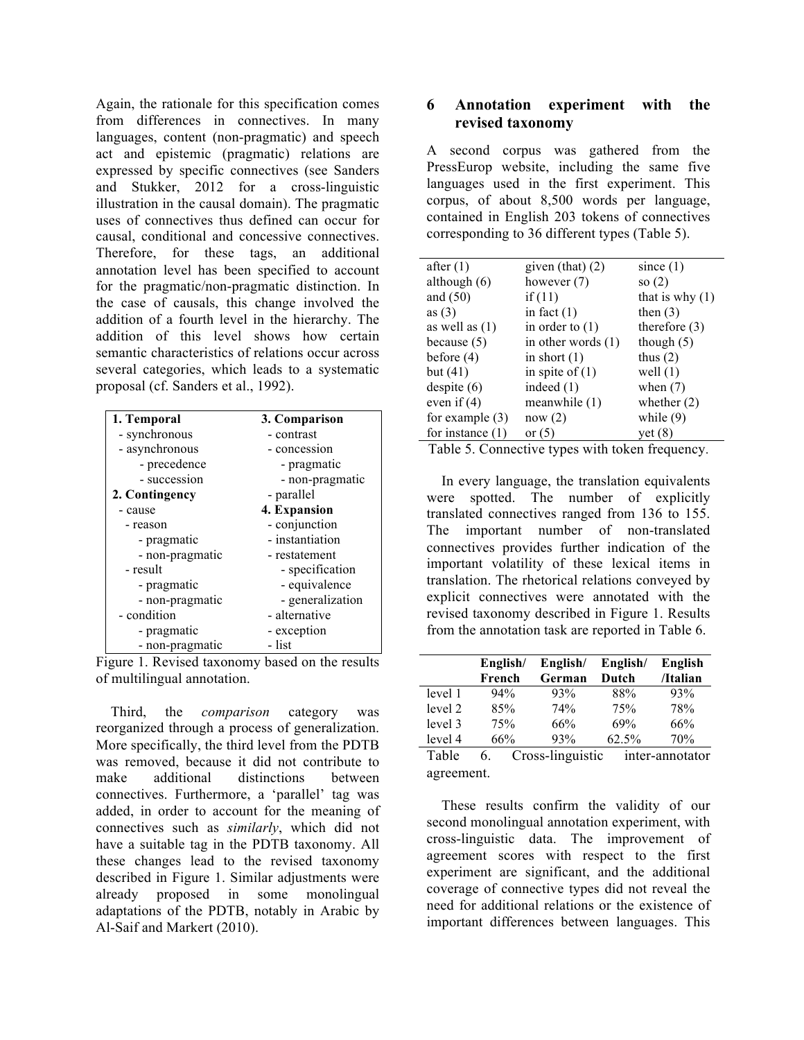Again, the rationale for this specification comes from differences in connectives. In many languages, content (non-pragmatic) and speech act and epistemic (pragmatic) relations are expressed by specific connectives (see Sanders and Stukker, 2012 for a cross-linguistic illustration in the causal domain). The pragmatic uses of connectives thus defined can occur for causal, conditional and concessive connectives. Therefore, for these tags, an additional annotation level has been specified to account for the pragmatic/non-pragmatic distinction. In the case of causals, this change involved the addition of a fourth level in the hierarchy. The addition of this level shows how certain semantic characteristics of relations occur across several categories, which leads to a systematic proposal (cf. Sanders et al., 1992).

| **1. Temporal** | **3. Comparison** |
|---|---|
| - synchronous | - contrast |
| - asynchronous | - concession |
| &nbsp;&nbsp;&nbsp;&nbsp;- precedence | &nbsp;&nbsp;&nbsp;&nbsp;- pragmatic |
| &nbsp;&nbsp;&nbsp;&nbsp;- succession | &nbsp;&nbsp;&nbsp;&nbsp;- non-pragmatic |
| **2. Contingency** | - parallel |
| - cause | **4. Expansion** |
| &nbsp;&nbsp;- reason | - conjunction |
| &nbsp;&nbsp;&nbsp;&nbsp;- pragmatic | - instantiation |
| &nbsp;&nbsp;&nbsp;&nbsp;- non-pragmatic | - restatement |
| &nbsp;&nbsp;- result | &nbsp;&nbsp;&nbsp;&nbsp;- specification |
| &nbsp;&nbsp;&nbsp;&nbsp;- pragmatic | &nbsp;&nbsp;&nbsp;&nbsp;- equivalence |
| &nbsp;&nbsp;&nbsp;&nbsp;- non-pragmatic | &nbsp;&nbsp;&nbsp;&nbsp;- generalization |
| - condition | - alternative |
| &nbsp;&nbsp;&nbsp;&nbsp;- pragmatic | - exception |
| &nbsp;&nbsp;&nbsp;&nbsp;- non-pragmatic | - list |

Figure 1. Revised taxonomy based on the results of multilingual annotation.

Third, the *comparison* category was reorganized through a process of generalization. More specifically, the third level from the PDTB was removed, because it did not contribute to make additional distinctions between connectives. Furthermore, a 'parallel' tag was added, in order to account for the meaning of connectives such as *similarly*, which did not have a suitable tag in the PDTB taxonomy. All these changes lead to the revised taxonomy described in Figure 1. Similar adjustments were already proposed in some monolingual adaptations of the PDTB, notably in Arabic by Al-Saif and Markert (2010).

## 6 Annotation experiment with the revised taxonomy

A second corpus was gathered from the PressEurop website, including the same five languages used in the first experiment. This corpus, of about 8,500 words per language, contained in English 203 tokens of connectives corresponding to 36 different types (Table 5).

| | | |
|---|---|---|
| after (1) | given (that) (2) | since (1) |
| although (6) | however (7) | so (2) |
| and (50) | if (11) | that is why (1) |
| as (3) | in fact (1) | then (3) |
| as well as (1) | in order to (1) | therefore (3) |
| because (5) | in other words (1) | though (5) |
| before (4) | in short (1) | thus (2) |
| but (41) | in spite of (1) | well (1) |
| despite (6) | indeed (1) | when (7) |
| even if (4) | meanwhile (1) | whether (2) |
| for example (3) | now (2) | while (9) |
| for instance (1) | or (5) | yet (8) |

Table 5. Connective types with token frequency.

In every language, the translation equivalents were spotted. The number of explicitly translated connectives ranged from 136 to 155. The important number of non-translated connectives provides further indication of the important volatility of these lexical items in translation. The rhetorical relations conveyed by explicit connectives were annotated with the revised taxonomy described in Figure 1. Results from the annotation task are reported in Table 6.

| | English/ French | English/ German | English/ Dutch | English /Italian |
|---|---|---|---|---|
| level 1 | 94% | 93% | 88% | 93% |
| level 2 | 85% | 74% | 75% | 78% |
| level 3 | 75% | 66% | 69% | 66% |
| level 4 | 66% | 93% | 62.5% | 70% |

Table 6. Cross-linguistic inter-annotator agreement.

These results confirm the validity of our second monolingual annotation experiment, with cross-linguistic data. The improvement of agreement scores with respect to the first experiment are significant, and the additional coverage of connective types did not reveal the need for additional relations or the existence of important differences between languages. This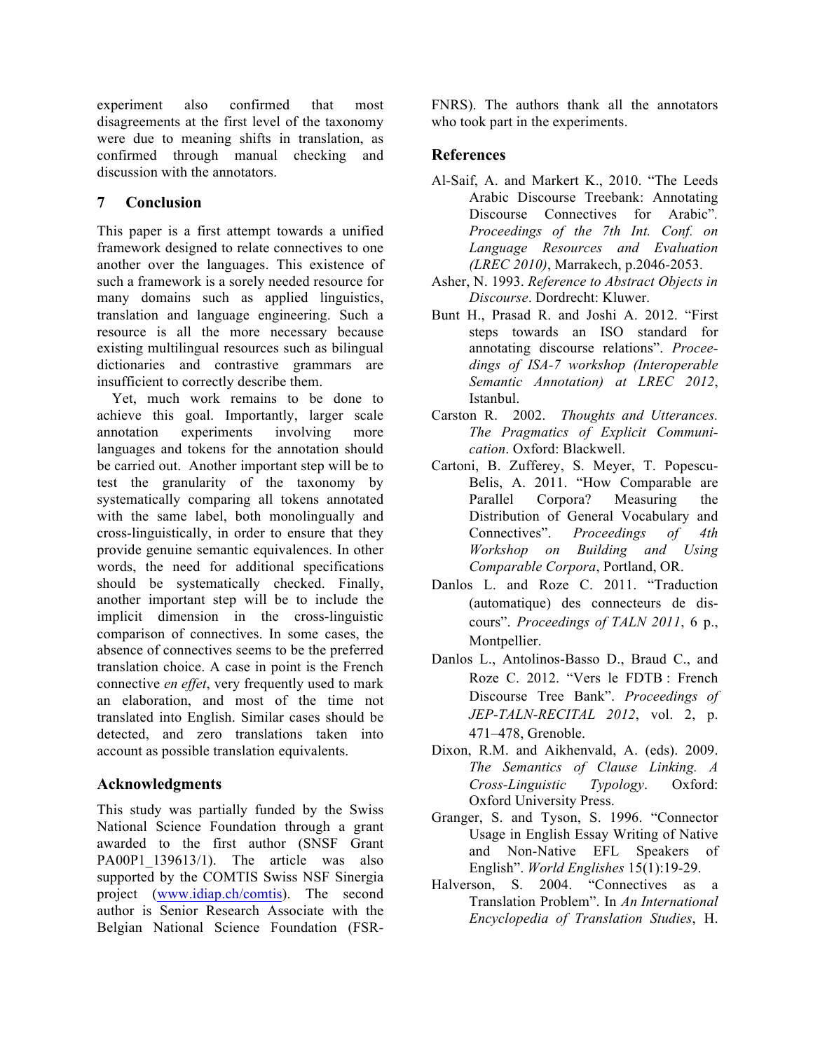experiment also confirmed that most disagreements at the first level of the taxonomy were due to meaning shifts in translation, as confirmed through manual checking and discussion with the annotators.

## 7 Conclusion

This paper is a first attempt towards a unified framework designed to relate connectives to one another over the languages. This existence of such a framework is a sorely needed resource for many domains such as applied linguistics, translation and language engineering. Such a resource is all the more necessary because existing multilingual resources such as bilingual dictionaries and contrastive grammars are insufficient to correctly describe them.

Yet, much work remains to be done to achieve this goal. Importantly, larger scale annotation experiments involving more languages and tokens for the annotation should be carried out. Another important step will be to test the granularity of the taxonomy by systematically comparing all tokens annotated with the same label, both monolingually and cross-linguistically, in order to ensure that they provide genuine semantic equivalences. In other words, the need for additional specifications should be systematically checked. Finally, another important step will be to include the implicit dimension in the cross-linguistic comparison of connectives. In some cases, the absence of connectives seems to be the preferred translation choice. A case in point is the French connective *en effet*, very frequently used to mark an elaboration, and most of the time not translated into English. Similar cases should be detected, and zero translations taken into account as possible translation equivalents.

## Acknowledgments

This study was partially funded by the Swiss National Science Foundation through a grant awarded to the first author (SNSF Grant PA00P1_139613/1). The article was also supported by the COMTIS Swiss NSF Sinergia project (www.idiap.ch/comtis). The second author is Senior Research Associate with the Belgian National Science Foundation (FSR-FNRS). The authors thank all the annotators who took part in the experiments.

## References

Al-Saif, A. and Markert K., 2010. "The Leeds Arabic Discourse Treebank: Annotating Discourse Connectives for Arabic". *Proceedings of the 7th Int. Conf. on Language Resources and Evaluation (LREC 2010)*, Marrakech, p.2046-2053.

Asher, N. 1993. *Reference to Abstract Objects in Discourse*. Dordrecht: Kluwer.

Bunt H., Prasad R. and Joshi A. 2012. "First steps towards an ISO standard for annotating discourse relations". *Proceedings of ISA-7 workshop (Interoperable Semantic Annotation) at LREC 2012*, Istanbul.

Carston R. 2002. *Thoughts and Utterances. The Pragmatics of Explicit Communication*. Oxford: Blackwell.

Cartoni, B. Zufferey, S. Meyer, T. Popescu-Belis, A. 2011. "How Comparable are Parallel Corpora? Measuring the Distribution of General Vocabulary and Connectives". *Proceedings of 4th Workshop on Building and Using Comparable Corpora*, Portland, OR.

Danlos L. and Roze C. 2011. "Traduction (automatique) des connecteurs de discours". *Proceedings of TALN 2011*, 6 p., Montpellier.

Danlos L., Antolinos-Basso D., Braud C., and Roze C. 2012. "Vers le FDTB : French Discourse Tree Bank". *Proceedings of JEP-TALN-RECITAL 2012*, vol. 2, p. 471–478, Grenoble.

Dixon, R.M. and Aikhenvald, A. (eds). 2009. *The Semantics of Clause Linking. A Cross-Linguistic Typology*. Oxford: Oxford University Press.

Granger, S. and Tyson, S. 1996. "Connector Usage in English Essay Writing of Native and Non-Native EFL Speakers of English". *World Englishes* 15(1):19-29.

Halverson, S. 2004. "Connectives as a Translation Problem". In *An International Encyclopedia of Translation Studies*, H.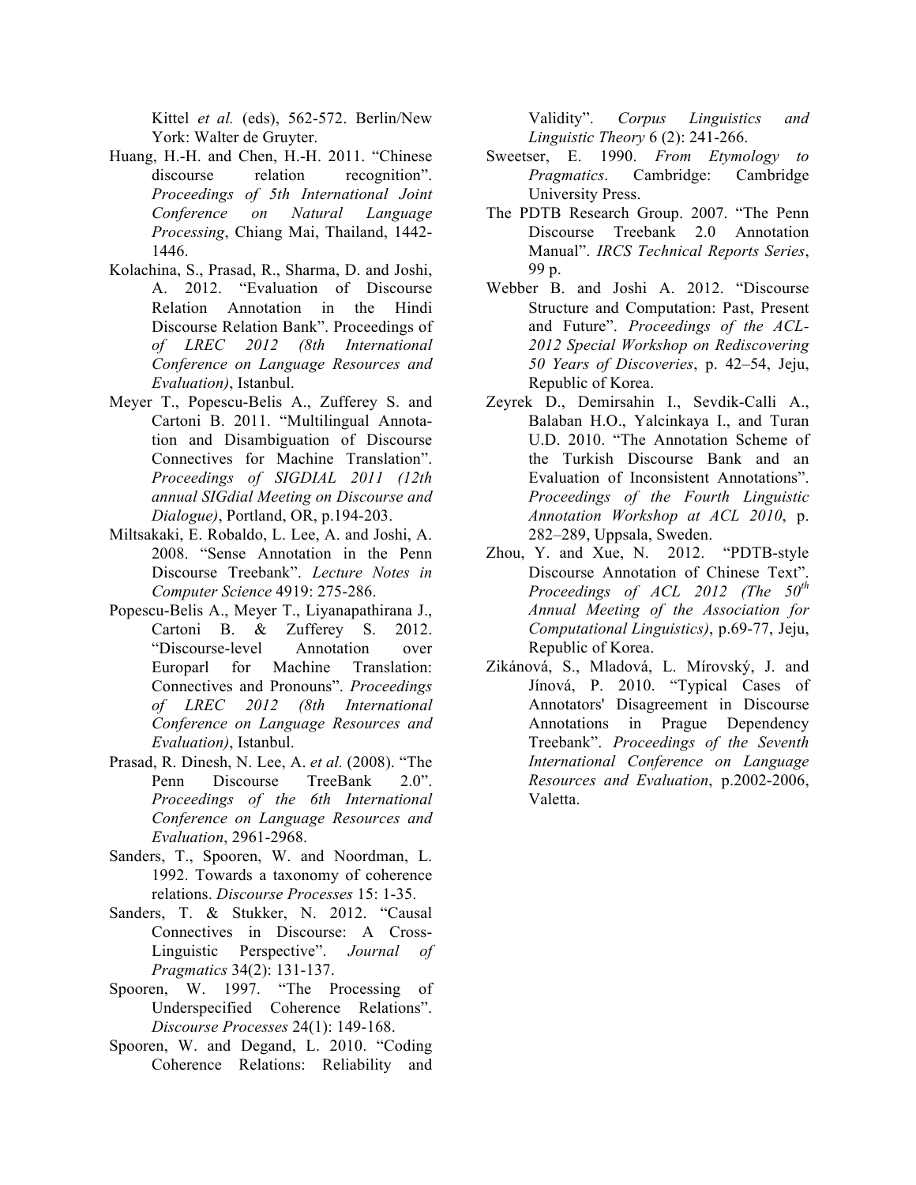Kittel *et al.* (eds), 562-572. Berlin/New York: Walter de Gruyter.

Huang, H.-H. and Chen, H.-H. 2011. "Chinese discourse relation recognition". *Proceedings of 5th International Joint Conference on Natural Language Processing*, Chiang Mai, Thailand, 1442-1446.

Kolachina, S., Prasad, R., Sharma, D. and Joshi, A. 2012. "Evaluation of Discourse Relation Annotation in the Hindi Discourse Relation Bank". Proceedings of *of LREC 2012 (8th International Conference on Language Resources and Evaluation)*, Istanbul.

Meyer T., Popescu-Belis A., Zufferey S. and Cartoni B. 2011. "Multilingual Annotation and Disambiguation of Discourse Connectives for Machine Translation". *Proceedings of SIGDIAL 2011 (12th annual SIGdial Meeting on Discourse and Dialogue)*, Portland, OR, p.194-203.

Miltsakaki, E. Robaldo, L. Lee, A. and Joshi, A. 2008. "Sense Annotation in the Penn Discourse Treebank". *Lecture Notes in Computer Science* 4919: 275-286.

Popescu-Belis A., Meyer T., Liyanapathirana J., Cartoni B. & Zufferey S. 2012. "Discourse-level Annotation over Europarl for Machine Translation: Connectives and Pronouns". *Proceedings of LREC 2012 (8th International Conference on Language Resources and Evaluation)*, Istanbul.

Prasad, R. Dinesh, N. Lee, A. *et al.* (2008). "The Penn Discourse TreeBank 2.0". *Proceedings of the 6th International Conference on Language Resources and Evaluation*, 2961-2968.

Sanders, T., Spooren, W. and Noordman, L. 1992. Towards a taxonomy of coherence relations. *Discourse Processes* 15: 1-35.

Sanders, T. & Stukker, N. 2012. "Causal Connectives in Discourse: A Cross-Linguistic Perspective". *Journal of Pragmatics* 34(2): 131-137.

Spooren, W. 1997. "The Processing of Underspecified Coherence Relations". *Discourse Processes* 24(1): 149-168.

Spooren, W. and Degand, L. 2010. "Coding Coherence Relations: Reliability and Validity". *Corpus Linguistics and Linguistic Theory* 6 (2): 241-266.

Sweetser, E. 1990. *From Etymology to Pragmatics*. Cambridge: Cambridge University Press.

The PDTB Research Group. 2007. "The Penn Discourse Treebank 2.0 Annotation Manual". *IRCS Technical Reports Series*, 99 p.

Webber B. and Joshi A. 2012. "Discourse Structure and Computation: Past, Present and Future". *Proceedings of the ACL-2012 Special Workshop on Rediscovering 50 Years of Discoveries*, p. 42–54, Jeju, Republic of Korea.

Zeyrek D., Demirsahin I., Sevdik-Calli A., Balaban H.O., Yalcinkaya I., and Turan U.D. 2010. "The Annotation Scheme of the Turkish Discourse Bank and an Evaluation of Inconsistent Annotations". *Proceedings of the Fourth Linguistic Annotation Workshop at ACL 2010*, p. 282–289, Uppsala, Sweden.

Zhou, Y. and Xue, N. 2012. "PDTB-style Discourse Annotation of Chinese Text". *Proceedings of ACL 2012 (The 50th Annual Meeting of the Association for Computational Linguistics)*, p.69-77, Jeju, Republic of Korea.

Zikánová, S., Mladová, L. Mírovský, J. and Jínová, P. 2010. "Typical Cases of Annotators' Disagreement in Discourse Annotations in Prague Dependency Treebank". *Proceedings of the Seventh International Conference on Language Resources and Evaluation*, p.2002-2006, Valetta.